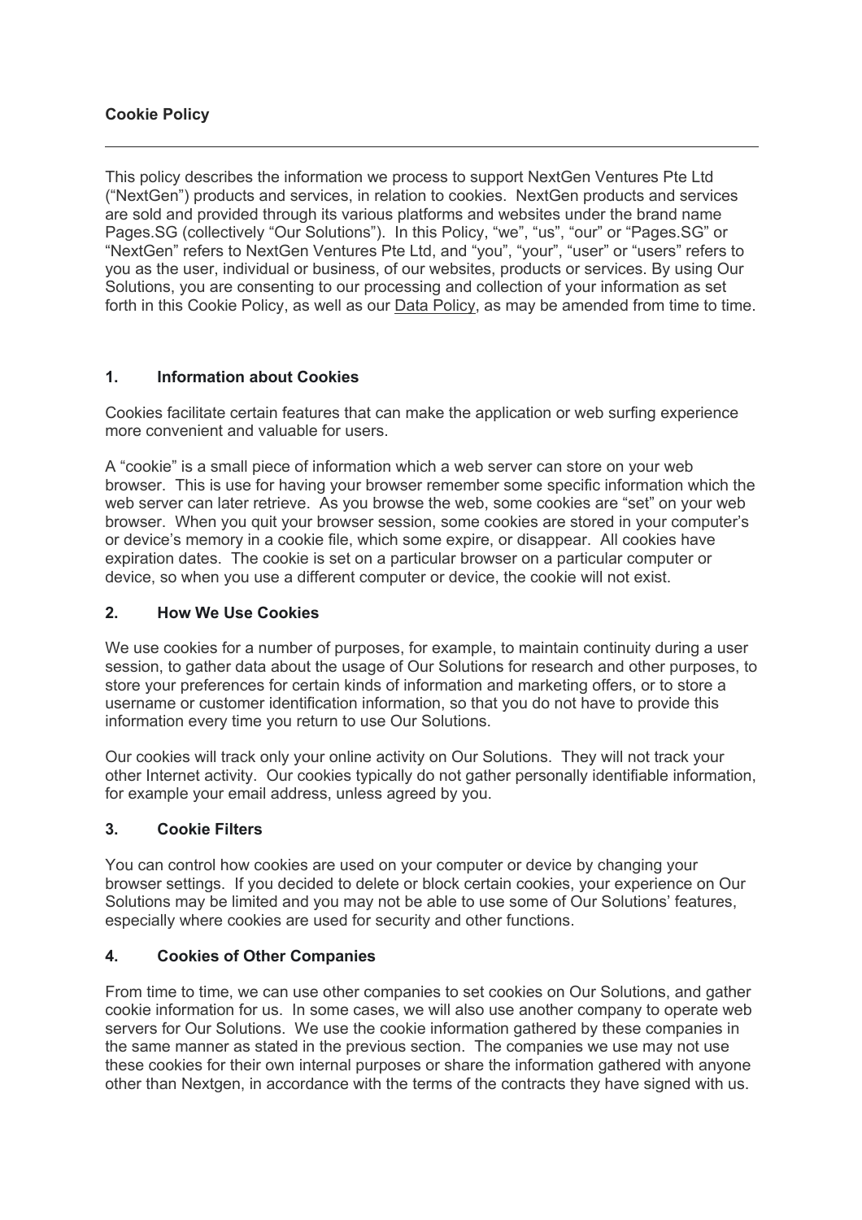**Cookie Policy**

---

This policy describes the information we process to support NextGen Ventures Pte Ltd ("NextGen") products and services, in relation to cookies. NextGen products and services are sold and provided through its various platforms and websites under the brand name Pages.SG (collectively "Our Solutions"). In this Policy, "we", "us", "our" or "Pages.SG" or "NextGen" refers to NextGen Ventures Pte Ltd, and "you", "your", "user" or "users" refers to you as the user, individual or business, of our websites, products or services. By using Our Solutions, you are consenting to our processing and collection of your information as set forth in this Cookie Policy, as well as our Data Policy, as may be amended from time to time.

## 1. Information about Cookies

Cookies facilitate certain features that can make the application or web surfing experience more convenient and valuable for users.

A "cookie" is a small piece of information which a web server can store on your web browser. This is use for having your browser remember some specific information which the web server can later retrieve. As you browse the web, some cookies are "set" on your web browser. When you quit your browser session, some cookies are stored in your computer's or device's memory in a cookie file, which some expire, or disappear. All cookies have expiration dates. The cookie is set on a particular browser on a particular computer or device, so when you use a different computer or device, the cookie will not exist.

## 2. How We Use Cookies

We use cookies for a number of purposes, for example, to maintain continuity during a user session, to gather data about the usage of Our Solutions for research and other purposes, to store your preferences for certain kinds of information and marketing offers, or to store a username or customer identification information, so that you do not have to provide this information every time you return to use Our Solutions.

Our cookies will track only your online activity on Our Solutions. They will not track your other Internet activity. Our cookies typically do not gather personally identifiable information, for example your email address, unless agreed by you.

## 3. Cookie Filters

You can control how cookies are used on your computer or device by changing your browser settings. If you decided to delete or block certain cookies, your experience on Our Solutions may be limited and you may not be able to use some of Our Solutions' features, especially where cookies are used for security and other functions.

## 4. Cookies of Other Companies

From time to time, we can use other companies to set cookies on Our Solutions, and gather cookie information for us. In some cases, we will also use another company to operate web servers for Our Solutions. We use the cookie information gathered by these companies in the same manner as stated in the previous section. The companies we use may not use these cookies for their own internal purposes or share the information gathered with anyone other than Nextgen, in accordance with the terms of the contracts they have signed with us.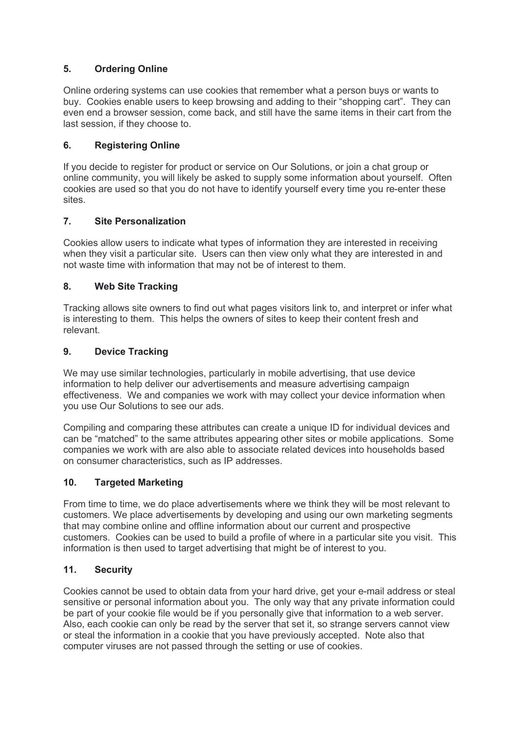## 5. Ordering Online

Online ordering systems can use cookies that remember what a person buys or wants to buy. Cookies enable users to keep browsing and adding to their "shopping cart". They can even end a browser session, come back, and still have the same items in their cart from the last session, if they choose to.

## 6. Registering Online

If you decide to register for product or service on Our Solutions, or join a chat group or online community, you will likely be asked to supply some information about yourself. Often cookies are used so that you do not have to identify yourself every time you re-enter these sites.

## 7. Site Personalization

Cookies allow users to indicate what types of information they are interested in receiving when they visit a particular site. Users can then view only what they are interested in and not waste time with information that may not be of interest to them.

## 8. Web Site Tracking

Tracking allows site owners to find out what pages visitors link to, and interpret or infer what is interesting to them. This helps the owners of sites to keep their content fresh and relevant.

## 9. Device Tracking

We may use similar technologies, particularly in mobile advertising, that use device information to help deliver our advertisements and measure advertising campaign effectiveness. We and companies we work with may collect your device information when you use Our Solutions to see our ads.

Compiling and comparing these attributes can create a unique ID for individual devices and can be "matched" to the same attributes appearing other sites or mobile applications. Some companies we work with are also able to associate related devices into households based on consumer characteristics, such as IP addresses.

## 10. Targeted Marketing

From time to time, we do place advertisements where we think they will be most relevant to customers. We place advertisements by developing and using our own marketing segments that may combine online and offline information about our current and prospective customers. Cookies can be used to build a profile of where in a particular site you visit. This information is then used to target advertising that might be of interest to you.

## 11. Security

Cookies cannot be used to obtain data from your hard drive, get your e-mail address or steal sensitive or personal information about you. The only way that any private information could be part of your cookie file would be if you personally give that information to a web server. Also, each cookie can only be read by the server that set it, so strange servers cannot view or steal the information in a cookie that you have previously accepted. Note also that computer viruses are not passed through the setting or use of cookies.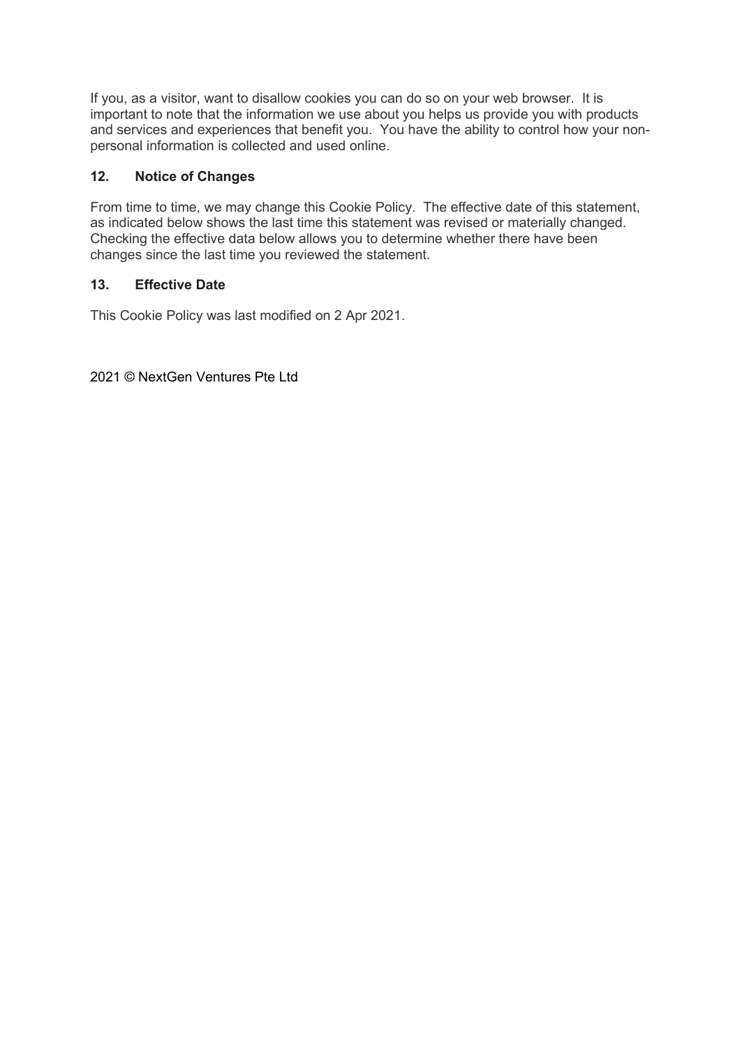If you, as a visitor, want to disallow cookies you can do so on your web browser. It is important to note that the information we use about you helps us provide you with products and services and experiences that benefit you. You have the ability to control how your non-personal information is collected and used online.

## 12. Notice of Changes

From time to time, we may change this Cookie Policy. The effective date of this statement, as indicated below shows the last time this statement was revised or materially changed. Checking the effective data below allows you to determine whether there have been changes since the last time you reviewed the statement.

## 13. Effective Date

This Cookie Policy was last modified on 2 Apr 2021.

2021 © NextGen Ventures Pte Ltd